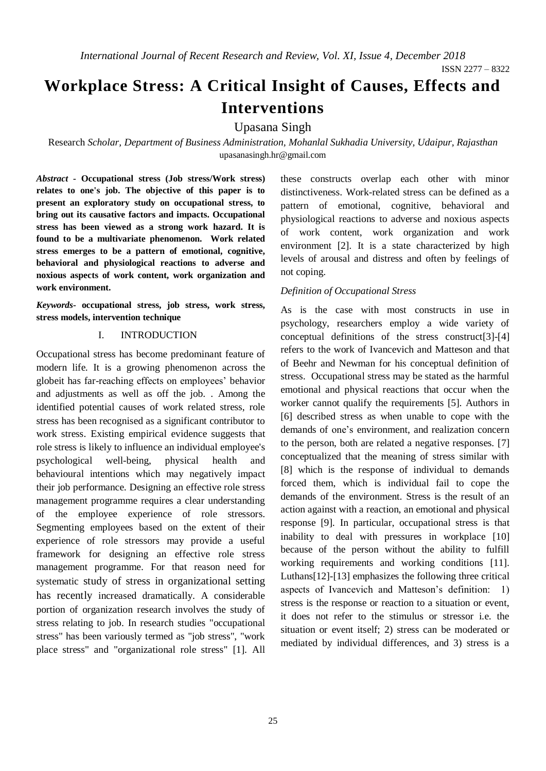ISSN 2277 – 8322

# Workplace Stress: A Critical Insight of Causes, Effects and Interventions

Upasana Singh

Research *Scholar, Department of Business Administration, Mohanlal Sukhadia University, Udaipur, Rajasthan*
upasanasingh.hr@gmail.com

***Abstract* - Occupational stress (Job stress/Work stress) relates to one's job. The objective of this paper is to present an exploratory study on occupational stress, to bring out its causative factors and impacts. Occupational stress has been viewed as a strong work hazard. It is found to be a multivariate phenomenon. Work related stress emerges to be a pattern of emotional, cognitive, behavioral and physiological reactions to adverse and noxious aspects of work content, work organization and work environment.**

***Keywords*- occupational stress, job stress, work stress, stress models, intervention technique**

## I. INTRODUCTION

Occupational stress has become predominant feature of modern life. It is a growing phenomenon across the globeit has far-reaching effects on employees' behavior and adjustments as well as off the job. . Among the identified potential causes of work related stress, role stress has been recognised as a significant contributor to work stress. Existing empirical evidence suggests that role stress is likely to influence an individual employee's psychological well-being, physical health and behavioural intentions which may negatively impact their job performance. Designing an effective role stress management programme requires a clear understanding of the employee experience of role stressors. Segmenting employees based on the extent of their experience of role stressors may provide a useful framework for designing an effective role stress management programme. For that reason need for systematic study of stress in organizational setting has recently increased dramatically. A considerable portion of organization research involves the study of stress relating to job. In research studies "occupational stress" has been variously termed as "job stress", "work place stress" and "organizational role stress" [1]. All these constructs overlap each other with minor distinctiveness. Work-related stress can be defined as a pattern of emotional, cognitive, behavioral and physiological reactions to adverse and noxious aspects of work content, work organization and work environment [2]. It is a state characterized by high levels of arousal and distress and often by feelings of not coping.

### *Definition of Occupational Stress*

As is the case with most constructs in use in psychology, researchers employ a wide variety of conceptual definitions of the stress construct[3]-[4] refers to the work of Ivancevich and Matteson and that of Beehr and Newman for his conceptual definition of stress. Occupational stress may be stated as the harmful emotional and physical reactions that occur when the worker cannot qualify the requirements [5]. Authors in [6] described stress as when unable to cope with the demands of one's environment, and realization concern to the person, both are related a negative responses. [7] conceptualized that the meaning of stress similar with [8] which is the response of individual to demands forced them, which is individual fail to cope the demands of the environment. Stress is the result of an action against with a reaction, an emotional and physical response [9]. In particular, occupational stress is that inability to deal with pressures in workplace [10] because of the person without the ability to fulfill working requirements and working conditions [11]. Luthans[12]-[13] emphasizes the following three critical aspects of Ivancevich and Matteson's definition: 1) stress is the response or reaction to a situation or event, it does not refer to the stimulus or stressor i.e. the situation or event itself; 2) stress can be moderated or mediated by individual differences, and 3) stress is a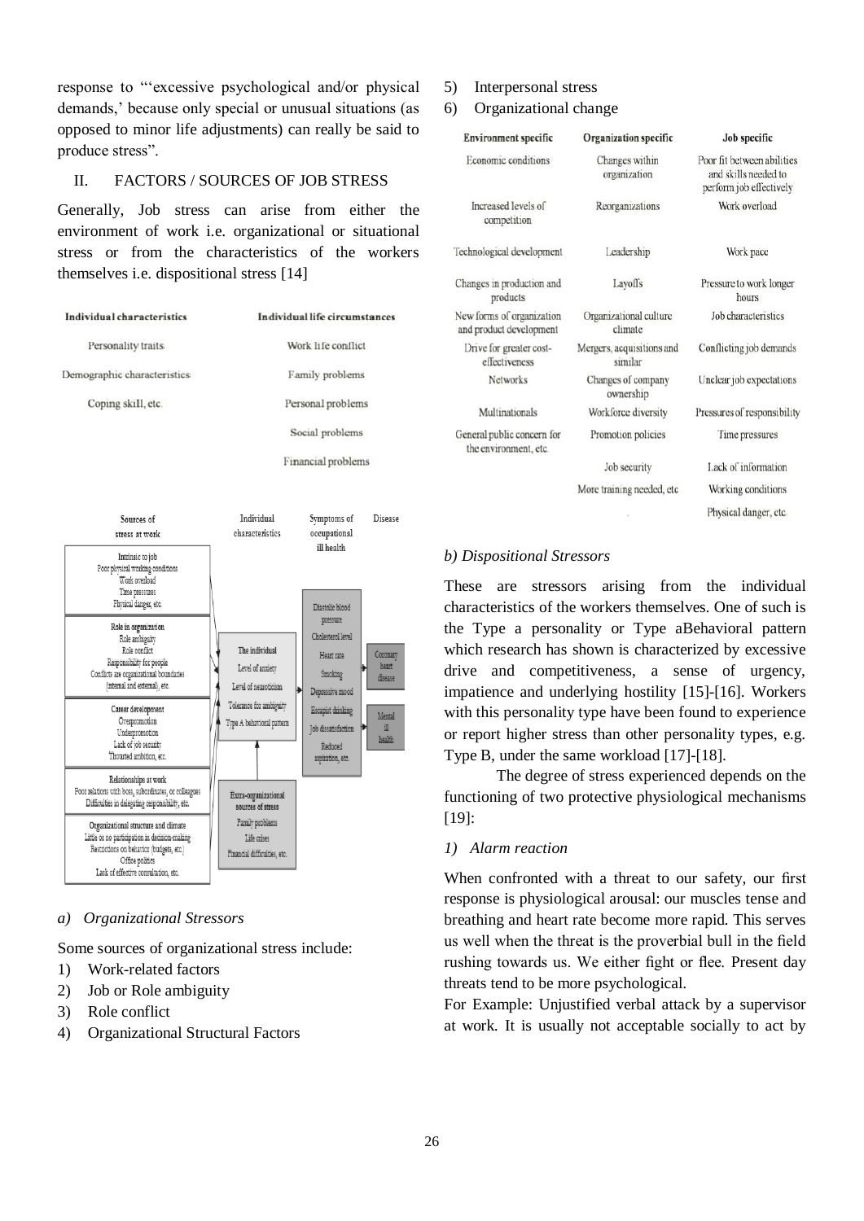response to "'excessive psychological and/or physical demands,' because only special or unusual situations (as opposed to minor life adjustments) can really be said to produce stress".

## II. FACTORS / SOURCES OF JOB STRESS

Generally, Job stress can arise from either the environment of work i.e. organizational or situational stress or from the characteristics of the workers themselves i.e. dispositional stress [14]

| Individual characteristics | Individual life circumstances |
|---|---|
| Personality traits | Work life conflict |
| Demographic characteristics | Family problems |
| Coping skill, etc. | Personal problems |
| | Social problems |
| | Financial problems |

| Sources of stress at work | Individual characteristics | Symptoms of occupational ill health | Disease |
|---|---|---|---|
| Intrinsic to job: Poor physical working conditions, Work overload, Time pressures, Physical danger, etc. | The individual: Level of anxiety, Level of neuroticism, Tolerance for ambiguity, Type A behavioral pattern | Diastolic blood pressure, Cholesterol level, Heart rate, Smoking, Depressive mood, Escapist drinking, Job dissatisfaction, Reduced aspiration, etc. | Coronary heart disease; Mental ill health |
| Role in organization: Role ambiguity, Role conflict, Responsibility for people, Conflicts are organizational boundaries (internal and external), etc. | Extra-organizational sources of stress: Family problems, Life crises, Financial difficulties, etc. | | |
| Career development: Overpromotion, Underpromotion, Lack of job security, Thwarted ambition, etc. | | | |
| Relationships at work: Poor relations with boss, subordinates, or colleagues, Difficulties in delegating responsibility, etc. | | | |
| Organizational structure and climate: Little or no participation in decision-making, Restrictions on behavior (budgets, etc.), Office politics, Lack of effective consultation, etc. | | | |

### a) Organizational Stressors

Some sources of organizational stress include:

1) Work-related factors
2) Job or Role ambiguity
3) Role conflict
4) Organizational Structural Factors
5) Interpersonal stress
6) Organizational change

| Environment specific | Organization specific | Job specific |
|---|---|---|
| Economic conditions | Changes within organization | Poor fit between abilities and skills needed to perform job effectively |
| Increased levels of competition | Reorganizations | Work overload |
| Technological development | Leadership | Work pace |
| Changes in production and products | Layoffs | Pressure to work longer hours |
| New forms of organization and product development | Organizational culture climate | Job characteristics |
| Drive for greater cost-effectiveness | Mergers, acquisitions and similar | Conflicting job demands |
| Networks | Changes of company ownership | Unclear job expectations |
| Multinationals | Workforce diversity | Pressures of responsibility |
| General public concern for the environment, etc. | Promotion policies | Time pressures |
| | Job security | Lack of information |
| | More training needed, etc | Working conditions |
| | | Physical danger, etc. |

### b) Dispositional Stressors

These are stressors arising from the individual characteristics of the workers themselves. One of such is the Type a personality or Type aBehavioral pattern which research has shown is characterized by excessive drive and competitiveness, a sense of urgency, impatience and underlying hostility [15]-[16]. Workers with this personality type have been found to experience or report higher stress than other personality types, e.g. Type B, under the same workload [17]-[18].

The degree of stress experienced depends on the functioning of two protective physiological mechanisms [19]:

#### 1) Alarm reaction

When confronted with a threat to our safety, our first response is physiological arousal: our muscles tense and breathing and heart rate become more rapid. This serves us well when the threat is the proverbial bull in the field rushing towards us. We either fight or flee. Present day threats tend to be more psychological.

For Example: Unjustified verbal attack by a supervisor at work. It is usually not acceptable socially to act by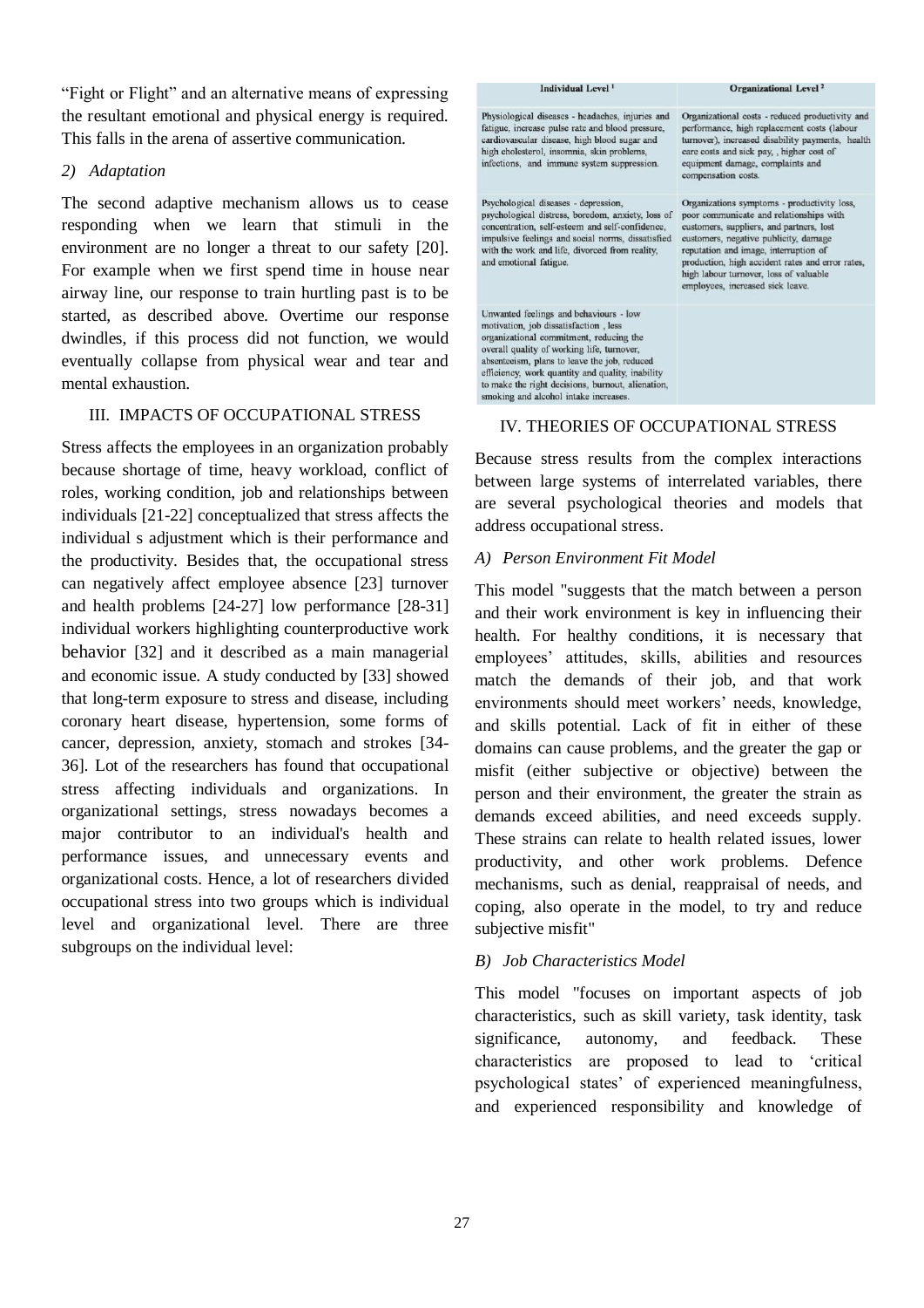"Fight or Flight" and an alternative means of expressing the resultant emotional and physical energy is required. This falls in the arena of assertive communication.

*2) Adaptation*

The second adaptive mechanism allows us to cease responding when we learn that stimuli in the environment are no longer a threat to our safety [20]. For example when we first spend time in house near airway line, our response to train hurtling past is to be started, as described above. Overtime our response dwindles, if this process did not function, we would eventually collapse from physical wear and tear and mental exhaustion.

## III. IMPACTS OF OCCUPATIONAL STRESS

Stress affects the employees in an organization probably because shortage of time, heavy workload, conflict of roles, working condition, job and relationships between individuals [21-22] conceptualized that stress affects the individual s adjustment which is their performance and the productivity. Besides that, the occupational stress can negatively affect employee absence [23] turnover and health problems [24-27] low performance [28-31] individual workers highlighting counterproductive work behavior [32] and it described as a main managerial and economic issue. A study conducted by [33] showed that long-term exposure to stress and disease, including coronary heart disease, hypertension, some forms of cancer, depression, anxiety, stomach and strokes [34-36]. Lot of the researchers has found that occupational stress affecting individuals and organizations. In organizational settings, stress nowadays becomes a major contributor to an individual's health and performance issues, and unnecessary events and organizational costs. Hence, a lot of researchers divided occupational stress into two groups which is individual level and organizational level. There are three subgroups on the individual level:

| Individual Level [1] | Organizational Level [2] |
|---|---|
| Physiological diseases - headaches, injuries and fatigue, increase pulse rate and blood pressure, cardiovascular disease, high blood sugar and high cholesterol, insomnia, skin problems, infections, and immune system suppression. | Organizational costs - reduced productivity and performance, high replacement costs (labour turnover), increased disability payments, health care costs and sick pay, , higher cost of equipment damage, complaints and compensation costs. |
| Psychological diseases - depression, psychological distress, boredom, anxiety, loss of concentration, self-esteem and self-confidence, impulsive feelings and social norms, dissatisfied with the work and life, divorced from reality, and emotional fatigue. | Organizations symptoms - productivity loss, poor communicate and relationships with customers, suppliers, and partners, lost customers, negative publicity, damage reputation and image, interruption of production, high accident rates and error rates, high labour turnover, loss of valuable employees, increased sick leave. |
| Unwanted feelings and behaviours - low motivation, job dissatisfaction , less organizational commitment, reducing the overall quality of working life, turnover, absenteeism, plans to leave the job, reduced efficiency, work quantity and quality, inability to make the right decisions, burnout, alienation, smoking and alcohol intake increases. | |

## IV. THEORIES OF OCCUPATIONAL STRESS

Because stress results from the complex interactions between large systems of interrelated variables, there are several psychological theories and models that address occupational stress.

### *A) Person Environment Fit Model*

This model "suggests that the match between a person and their work environment is key in influencing their health. For healthy conditions, it is necessary that employees' attitudes, skills, abilities and resources match the demands of their job, and that work environments should meet workers' needs, knowledge, and skills potential. Lack of fit in either of these domains can cause problems, and the greater the gap or misfit (either subjective or objective) between the person and their environment, the greater the strain as demands exceed abilities, and need exceeds supply. These strains can relate to health related issues, lower productivity, and other work problems. Defence mechanisms, such as denial, reappraisal of needs, and coping, also operate in the model, to try and reduce subjective misfit"

### *B) Job Characteristics Model*

This model "focuses on important aspects of job characteristics, such as skill variety, task identity, task significance, autonomy, and feedback. These characteristics are proposed to lead to 'critical psychological states' of experienced meaningfulness, and experienced responsibility and knowledge of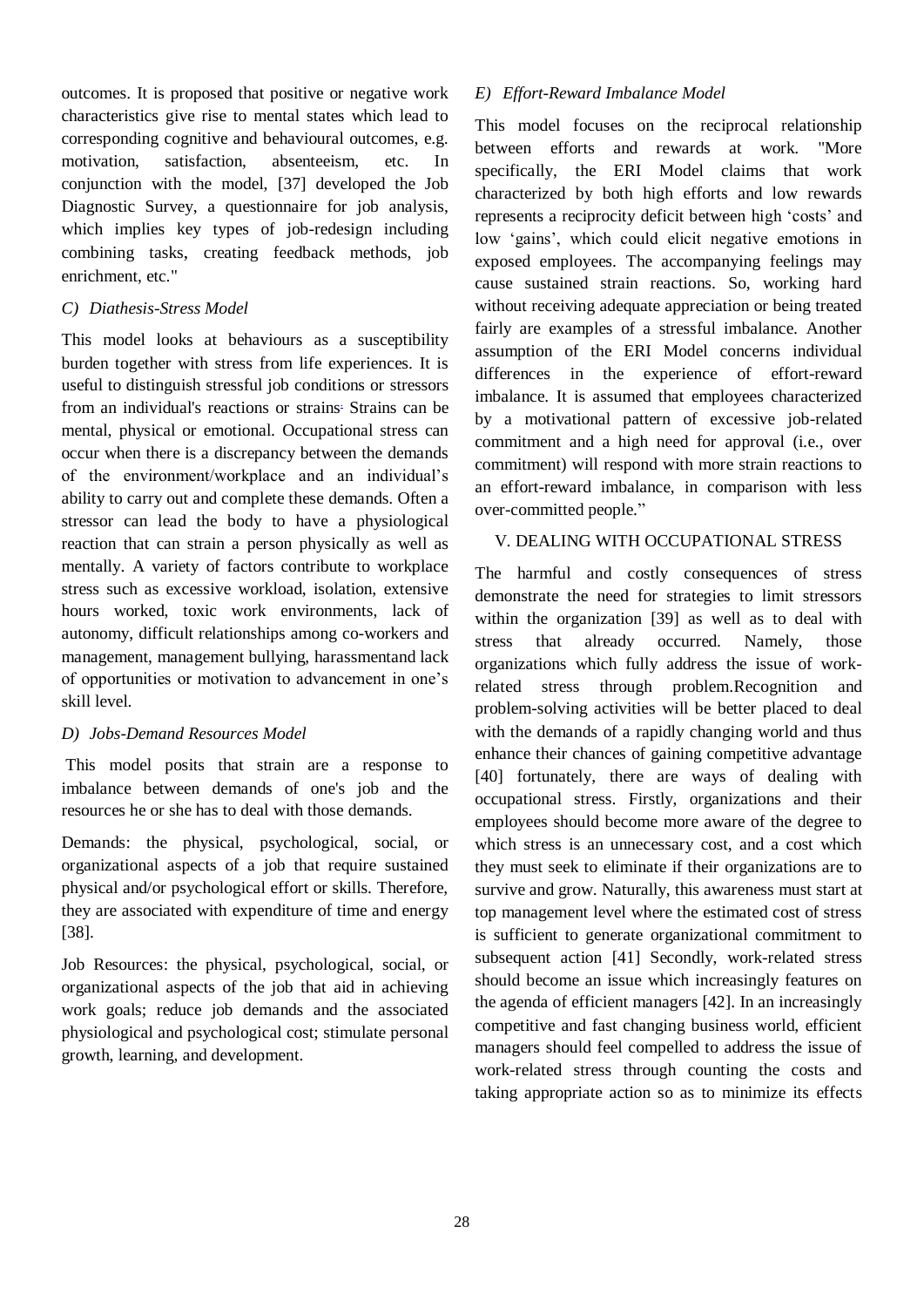outcomes. It is proposed that positive or negative work characteristics give rise to mental states which lead to corresponding cognitive and behavioural outcomes, e.g. motivation, satisfaction, absenteeism, etc. In conjunction with the model, [37] developed the Job Diagnostic Survey, a questionnaire for job analysis, which implies key types of job-redesign including combining tasks, creating feedback methods, job enrichment, etc."

### C) Diathesis-Stress Model

This model looks at behaviours as a susceptibility burden together with stress from life experiences. It is useful to distinguish stressful job conditions or stressors from an individual's reactions or strains. Strains can be mental, physical or emotional. Occupational stress can occur when there is a discrepancy between the demands of the environment/workplace and an individual's ability to carry out and complete these demands. Often a stressor can lead the body to have a physiological reaction that can strain a person physically as well as mentally. A variety of factors contribute to workplace stress such as excessive workload, isolation, extensive hours worked, toxic work environments, lack of autonomy, difficult relationships among co-workers and management, management bullying, harassmentand lack of opportunities or motivation to advancement in one's skill level.

### D) Jobs-Demand Resources Model

This model posits that strain are a response to imbalance between demands of one's job and the resources he or she has to deal with those demands.

Demands: the physical, psychological, social, or organizational aspects of a job that require sustained physical and/or psychological effort or skills. Therefore, they are associated with expenditure of time and energy [38].

Job Resources: the physical, psychological, social, or organizational aspects of the job that aid in achieving work goals; reduce job demands and the associated physiological and psychological cost; stimulate personal growth, learning, and development.

### E) Effort-Reward Imbalance Model

This model focuses on the reciprocal relationship between efforts and rewards at work. "More specifically, the ERI Model claims that work characterized by both high efforts and low rewards represents a reciprocity deficit between high 'costs' and low 'gains', which could elicit negative emotions in exposed employees. The accompanying feelings may cause sustained strain reactions. So, working hard without receiving adequate appreciation or being treated fairly are examples of a stressful imbalance. Another assumption of the ERI Model concerns individual differences in the experience of effort-reward imbalance. It is assumed that employees characterized by a motivational pattern of excessive job-related commitment and a high need for approval (i.e., over commitment) will respond with more strain reactions to an effort-reward imbalance, in comparison with less over-committed people."

## V. DEALING WITH OCCUPATIONAL STRESS

The harmful and costly consequences of stress demonstrate the need for strategies to limit stressors within the organization [39] as well as to deal with stress that already occurred. Namely, those organizations which fully address the issue of work-related stress through problem.Recognition and problem-solving activities will be better placed to deal with the demands of a rapidly changing world and thus enhance their chances of gaining competitive advantage [40] fortunately, there are ways of dealing with occupational stress. Firstly, organizations and their employees should become more aware of the degree to which stress is an unnecessary cost, and a cost which they must seek to eliminate if their organizations are to survive and grow. Naturally, this awareness must start at top management level where the estimated cost of stress is sufficient to generate organizational commitment to subsequent action [41] Secondly, work-related stress should become an issue which increasingly features on the agenda of efficient managers [42]. In an increasingly competitive and fast changing business world, efficient managers should feel compelled to address the issue of work-related stress through counting the costs and taking appropriate action so as to minimize its effects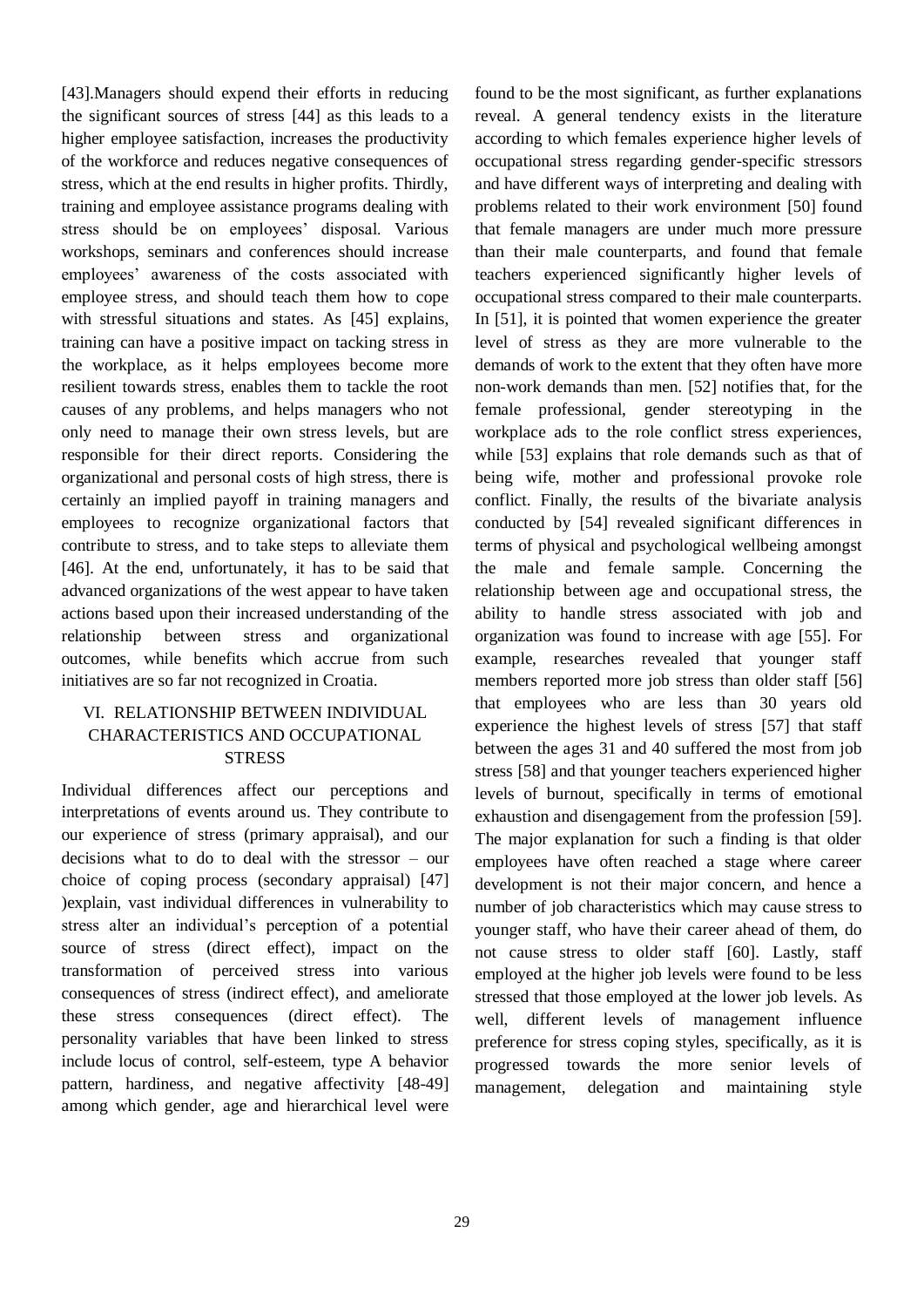[43].Managers should expend their efforts in reducing the significant sources of stress [44] as this leads to a higher employee satisfaction, increases the productivity of the workforce and reduces negative consequences of stress, which at the end results in higher profits. Thirdly, training and employee assistance programs dealing with stress should be on employees' disposal. Various workshops, seminars and conferences should increase employees' awareness of the costs associated with employee stress, and should teach them how to cope with stressful situations and states. As [45] explains, training can have a positive impact on tacking stress in the workplace, as it helps employees become more resilient towards stress, enables them to tackle the root causes of any problems, and helps managers who not only need to manage their own stress levels, but are responsible for their direct reports. Considering the organizational and personal costs of high stress, there is certainly an implied payoff in training managers and employees to recognize organizational factors that contribute to stress, and to take steps to alleviate them [46]. At the end, unfortunately, it has to be said that advanced organizations of the west appear to have taken actions based upon their increased understanding of the relationship between stress and organizational outcomes, while benefits which accrue from such initiatives are so far not recognized in Croatia.

## VI. RELATIONSHIP BETWEEN INDIVIDUAL CHARACTERISTICS AND OCCUPATIONAL STRESS

Individual differences affect our perceptions and interpretations of events around us. They contribute to our experience of stress (primary appraisal), and our decisions what to do to deal with the stressor – our choice of coping process (secondary appraisal) [47] )explain, vast individual differences in vulnerability to stress alter an individual's perception of a potential source of stress (direct effect), impact on the transformation of perceived stress into various consequences of stress (indirect effect), and ameliorate these stress consequences (direct effect). The personality variables that have been linked to stress include locus of control, self-esteem, type A behavior pattern, hardiness, and negative affectivity [48-49] among which gender, age and hierarchical level were found to be the most significant, as further explanations reveal. A general tendency exists in the literature according to which females experience higher levels of occupational stress regarding gender-specific stressors and have different ways of interpreting and dealing with problems related to their work environment [50] found that female managers are under much more pressure than their male counterparts, and found that female teachers experienced significantly higher levels of occupational stress compared to their male counterparts. In [51], it is pointed that women experience the greater level of stress as they are more vulnerable to the demands of work to the extent that they often have more non-work demands than men. [52] notifies that, for the female professional, gender stereotyping in the workplace ads to the role conflict stress experiences, while [53] explains that role demands such as that of being wife, mother and professional provoke role conflict. Finally, the results of the bivariate analysis conducted by [54] revealed significant differences in terms of physical and psychological wellbeing amongst the male and female sample. Concerning the relationship between age and occupational stress, the ability to handle stress associated with job and organization was found to increase with age [55]. For example, researches revealed that younger staff members reported more job stress than older staff [56] that employees who are less than 30 years old experience the highest levels of stress [57] that staff between the ages 31 and 40 suffered the most from job stress [58] and that younger teachers experienced higher levels of burnout, specifically in terms of emotional exhaustion and disengagement from the profession [59]. The major explanation for such a finding is that older employees have often reached a stage where career development is not their major concern, and hence a number of job characteristics which may cause stress to younger staff, who have their career ahead of them, do not cause stress to older staff [60]. Lastly, staff employed at the higher job levels were found to be less stressed that those employed at the lower job levels. As well, different levels of management influence preference for stress coping styles, specifically, as it is progressed towards the more senior levels of management, delegation and maintaining style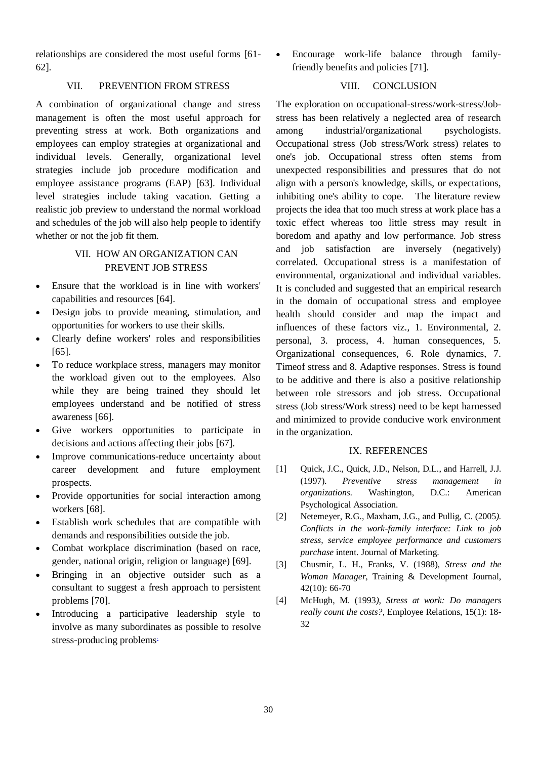relationships are considered the most useful forms [61-62].

## VII. PREVENTION FROM STRESS

A combination of organizational change and stress management is often the most useful approach for preventing stress at work. Both organizations and employees can employ strategies at organizational and individual levels. Generally, organizational level strategies include job procedure modification and employee assistance programs (EAP) [63]. Individual level strategies include taking vacation. Getting a realistic job preview to understand the normal workload and schedules of the job will also help people to identify whether or not the job fit them.

## VII. HOW AN ORGANIZATION CAN PREVENT JOB STRESS

- Ensure that the workload is in line with workers' capabilities and resources [64].
- Design jobs to provide meaning, stimulation, and opportunities for workers to use their skills.
- Clearly define workers' roles and responsibilities [65].
- To reduce workplace stress, managers may monitor the workload given out to the employees. Also while they are being trained they should let employees understand and be notified of stress awareness [66].
- Give workers opportunities to participate in decisions and actions affecting their jobs [67].
- Improve communications-reduce uncertainty about career development and future employment prospects.
- Provide opportunities for social interaction among workers [68].
- Establish work schedules that are compatible with demands and responsibilities outside the job.
- Combat workplace discrimination (based on race, gender, national origin, religion or language) [69].
- Bringing in an objective outsider such as a consultant to suggest a fresh approach to persistent problems [70].
- Introducing a participative leadership style to involve as many subordinates as possible to resolve stress-producing problems.
- Encourage work-life balance through family-friendly benefits and policies [71].

## VIII. CONCLUSION

The exploration on occupational-stress/work-stress/Job-stress has been relatively a neglected area of research among industrial/organizational psychologists. Occupational stress (Job stress/Work stress) relates to one's job. Occupational stress often stems from unexpected responsibilities and pressures that do not align with a person's knowledge, skills, or expectations, inhibiting one's ability to cope. The literature review projects the idea that too much stress at work place has a toxic effect whereas too little stress may result in boredom and apathy and low performance. Job stress and job satisfaction are inversely (negatively) correlated. Occupational stress is a manifestation of environmental, organizational and individual variables. It is concluded and suggested that an empirical research in the domain of occupational stress and employee health should consider and map the impact and influences of these factors viz., 1. Environmental, 2. personal, 3. process, 4. human consequences, 5. Organizational consequences, 6. Role dynamics, 7. Timeof stress and 8. Adaptive responses. Stress is found to be additive and there is also a positive relationship between role stressors and job stress. Occupational stress (Job stress/Work stress) need to be kept harnessed and minimized to provide conducive work environment in the organization.

## IX. REFERENCES

[1] Quick, J.C., Quick, J.D., Nelson, D.L., and Harrell, J.J. (1997). *Preventive stress management in organizations.* Washington, D.C.: American Psychological Association.

[2] Netemeyer, R.G., Maxham, J.G., and Pullig, C. (2005). *Conflicts in the work-family interface: Link to job stress, service employee performance and customers purchase* intent. Journal of Marketing.

[3] Chusmir, L. H., Franks, V. (1988), *Stress and the Woman Manager,* Training & Development Journal, 42(10): 66-70

[4] McHugh, M. (1993), *Stress at work: Do managers really count the costs?,* Employee Relations, 15(1): 18-32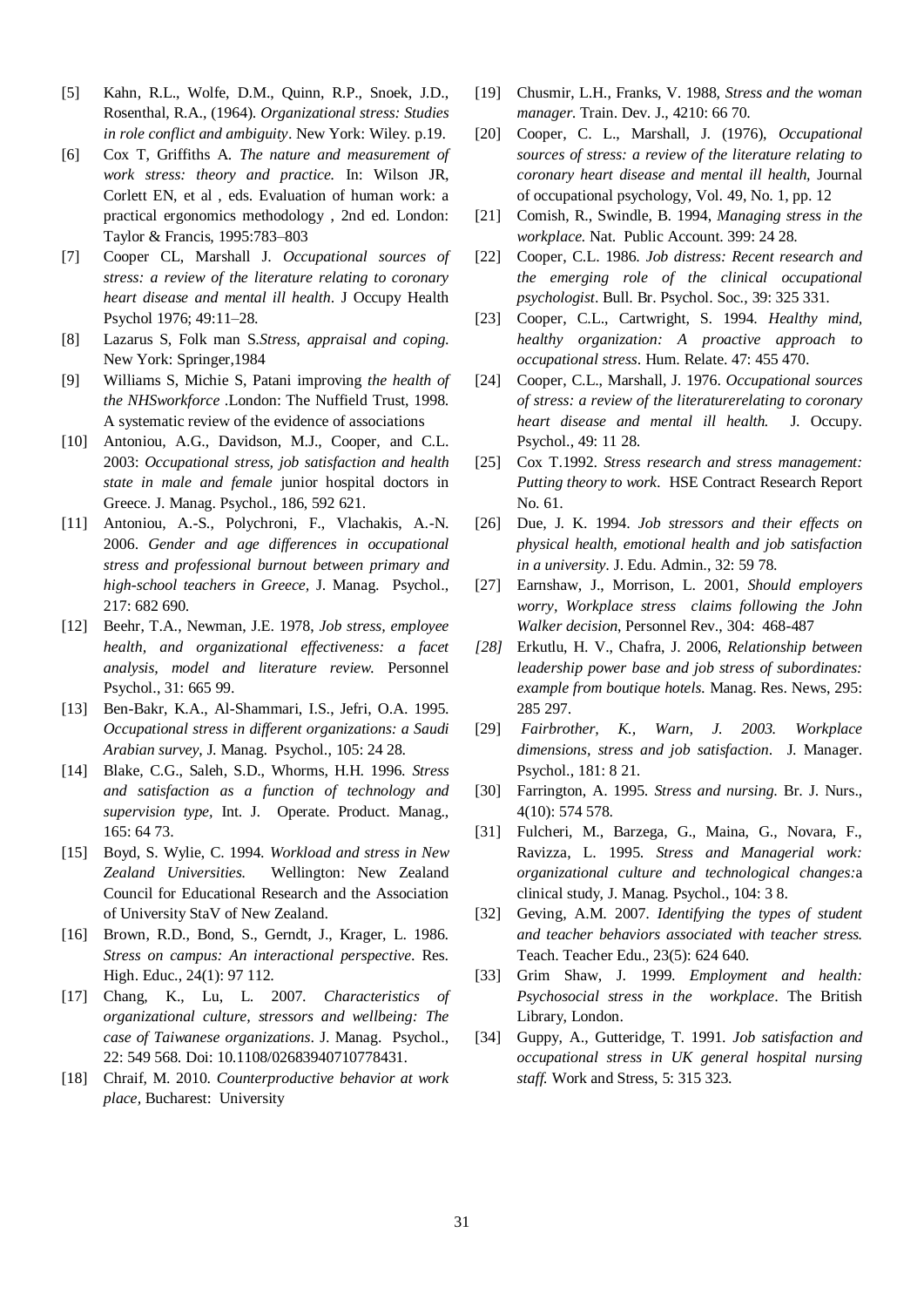[5] Kahn, R.L., Wolfe, D.M., Quinn, R.P., Snoek, J.D., Rosenthal, R.A., (1964). *Organizational stress: Studies in role conflict and ambiguity*. New York: Wiley. p.19.

[6] Cox T, Griffiths A. *The nature and measurement of work stress: theory and practice.* In: Wilson JR, Corlett EN, et al , eds. Evaluation of human work: a practical ergonomics methodology , 2nd ed. London: Taylor & Francis, 1995:783–803

[7] Cooper CL, Marshall J. *Occupational sources of stress: a review of the literature relating to coronary heart disease and mental ill health*. J Occupy Health Psychol 1976; 49:11–28.

[8] Lazarus S, Folk man S.*Stress, appraisal and coping.* New York: Springer,1984

[9] Williams S, Michie S, Patani improving *the health of the NHSworkforce* .London: The Nuffield Trust, 1998. A systematic review of the evidence of associations

[10] Antoniou, A.G., Davidson, M.J., Cooper, and C.L. 2003: *Occupational stress, job satisfaction and health state in male and female* junior hospital doctors in Greece. J. Manag. Psychol., 186, 592 621.

[11] Antoniou, A.-S., Polychroni, F., Vlachakis, A.-N. 2006. *Gender and age differences in occupational stress and professional burnout between primary and high-school teachers in Greece,* J. Manag. Psychol., 217: 682 690.

[12] Beehr, T.A., Newman, J.E. 1978, *Job stress, employee health, and organizational effectiveness: a facet analysis, model and literature review.* Personnel Psychol., 31: 665 99.

[13] Ben-Bakr, K.A., Al-Shammari, I.S., Jefri, O.A. 1995. *Occupational stress in different organizations: a Saudi Arabian survey*, J. Manag. Psychol., 105: 24 28.

[14] Blake, C.G., Saleh, S.D., Whorms, H.H. 1996. *Stress and satisfaction as a function of technology and supervision type,* Int. J. Operate. Product. Manag., 165: 64 73.

[15] Boyd, S. Wylie, C. 1994. *Workload and stress in New Zealand Universities.* Wellington: New Zealand Council for Educational Research and the Association of University StaV of New Zealand.

[16] Brown, R.D., Bond, S., Gerndt, J., Krager, L. 1986. *Stress on campus: An interactional perspective*. Res. High. Educ., 24(1): 97 112.

[17] Chang, K., Lu, L. 2007. *Characteristics of organizational culture, stressors and wellbeing: The case of Taiwanese organizations*. J. Manag. Psychol., 22: 549 568. Doi: 10.1108/02683940710778431.

[18] Chraif, M. 2010. *Counterproductive behavior at work place,* Bucharest: University

[19] Chusmir, L.H., Franks, V. 1988, *Stress and the woman manager.* Train. Dev. J., 4210: 66 70.

[20] Cooper, C. L., Marshall, J. (1976), *Occupational sources of stress: a review of the literature relating to coronary heart disease and mental ill health,* Journal of occupational psychology, Vol. 49, No. 1, pp. 12

[21] Comish, R., Swindle, B. 1994, *Managing stress in the workplace.* Nat. Public Account. 399: 24 28.

[22] Cooper, C.L. 1986. *Job distress: Recent research and the emerging role of the clinical occupational psychologist*. Bull. Br. Psychol. Soc., 39: 325 331.

[23] Cooper, C.L., Cartwright, S. 1994. *Healthy mind, healthy organization: A proactive approach to occupational stress*. Hum. Relate. 47: 455 470.

[24] Cooper, C.L., Marshall, J. 1976. *Occupational sources of stress: a review of the literaturerelating to coronary heart disease and mental ill health.* J. Occupy. Psychol., 49: 11 28.

[25] Cox T.1992. *Stress research and stress management: Putting theory to work*. HSE Contract Research Report No. 61.

[26] Due, J. K. 1994. *Job stressors and their effects on physical health, emotional health and job satisfaction in a university*. J. Edu. Admin., 32: 59 78.

[27] Earnshaw, J., Morrison, L. 2001, *Should employers worry, Workplace stress claims following the John Walker decision*, Personnel Rev., 304: 468-487

*[28]* Erkutlu, H. V., Chafra, J. 2006, *Relationship between leadership power base and job stress of subordinates: example from boutique hotels.* Manag. Res. News, 295: 285 297.

[29] *Fairbrother, K., Warn, J. 2003. Workplace dimensions, stress and job satisfaction*. J. Manager. Psychol., 181: 8 21.

[30] Farrington, A. 1995. *Stress and nursing.* Br. J. Nurs., 4(10): 574 578.

[31] Fulcheri, M., Barzega, G., Maina, G., Novara, F., Ravizza, L. 1995. *Stress and Managerial work: organizational culture and technological changes:*a clinical study, J. Manag. Psychol., 104: 3 8.

[32] Geving, A.M. 2007. *Identifying the types of student and teacher behaviors associated with teacher stress.* Teach. Teacher Edu., 23(5): 624 640.

[33] Grim Shaw, J. 1999. *Employment and health: Psychosocial stress in the workplace*. The British Library, London.

[34] Guppy, A., Gutteridge, T. 1991. *Job satisfaction and occupational stress in UK general hospital nursing staff.* Work and Stress, 5: 315 323.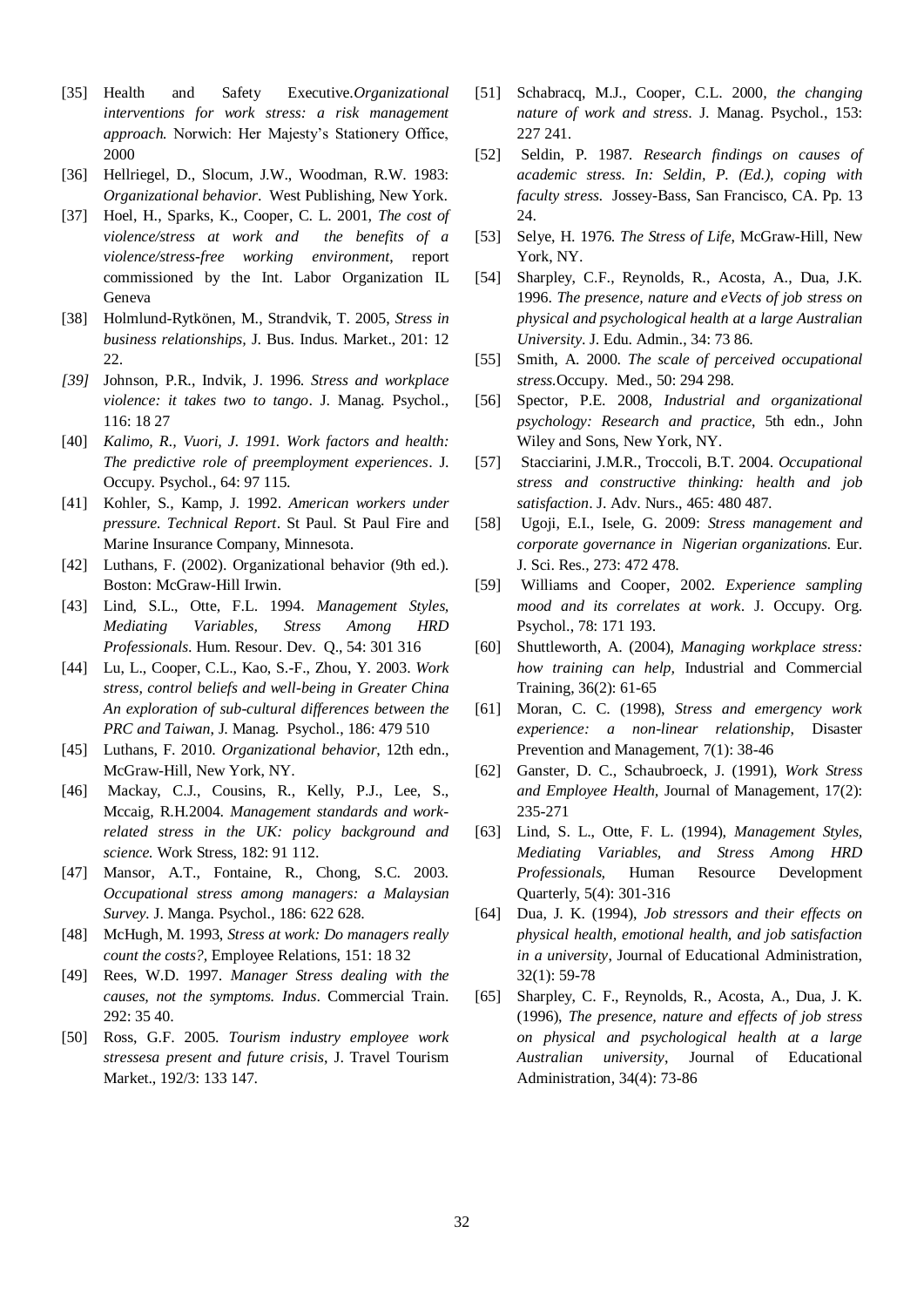[35] Health and Safety Executive.*Organizational interventions for work stress: a risk management approach*. Norwich: Her Majesty's Stationery Office, 2000

[36] Hellriegel, D., Slocum, J.W., Woodman, R.W. 1983: *Organizational behavior*. West Publishing, New York.

[37] Hoel, H., Sparks, K., Cooper, C. L. 2001, *The cost of violence/stress at work and the benefits of a violence/stress-free working environment*, report commissioned by the Int. Labor Organization IL Geneva

[38] Holmlund-Rytkönen, M., Strandvik, T. 2005, *Stress in business relationships*, J. Bus. Indus. Market., 201: 12 22.

*[39]* Johnson, P.R., Indvik, J. 1996. *Stress and workplace violence: it takes two to tango*. J. Manag. Psychol., 116: 18 27

[40] *Kalimo, R., Vuori, J. 1991. Work factors and health: The predictive role of preemployment experiences*. J. Occupy. Psychol., 64: 97 115.

[41] Kohler, S., Kamp, J. 1992. *American workers under pressure. Technical Report*. St Paul. St Paul Fire and Marine Insurance Company, Minnesota.

[42] Luthans, F. (2002). Organizational behavior (9th ed.). Boston: McGraw-Hill Irwin.

[43] Lind, S.L., Otte, F.L. 1994. *Management Styles, Mediating Variables, Stress Among HRD Professionals*. Hum. Resour. Dev. Q., 54: 301 316

[44] Lu, L., Cooper, C.L., Kao, S.-F., Zhou, Y. 2003. *Work stress, control beliefs and well-being in Greater China An exploration of sub-cultural differences between the PRC and Taiwan*, J. Manag. Psychol., 186: 479 510

[45] Luthans, F. 2010. *Organizational behavior*, 12th edn., McGraw-Hill, New York, NY.

[46] Mackay, C.J., Cousins, R., Kelly, P.J., Lee, S., Mccaig, R.H.2004. *Management standards and work-related stress in the UK: policy background and science*. Work Stress, 182: 91 112.

[47] Mansor, A.T., Fontaine, R., Chong, S.C. 2003. *Occupational stress among managers: a Malaysian Survey*. J. Manga. Psychol., 186: 622 628.

[48] McHugh, M. 1993, *Stress at work: Do managers really count the costs?*, Employee Relations, 151: 18 32

[49] Rees, W.D. 1997. *Manager Stress dealing with the causes, not the symptoms. Indus*. Commercial Train. 292: 35 40.

[50] Ross, G.F. 2005. *Tourism industry employee work stressesa present and future crisis*, J. Travel Tourism Market., 192/3: 133 147.

[51] Schabracq, M.J., Cooper, C.L. 2000, *the changing nature of work and stress*. J. Manag. Psychol., 153: 227 241.

[52] Seldin, P. 1987. *Research findings on causes of academic stress. In: Seldin, P. (Ed.), coping with faculty stress*. Jossey-Bass, San Francisco, CA. Pp. 13 24.

[53] Selye, H. 1976. *The Stress of Life*, McGraw-Hill, New York, NY.

[54] Sharpley, C.F., Reynolds, R., Acosta, A., Dua, J.K. 1996. *The presence, nature and eVects of job stress on physical and psychological health at a large Australian University*. J. Edu. Admin., 34: 73 86.

[55] Smith, A. 2000. *The scale of perceived occupational stress.*Occupy. Med., 50: 294 298.

[56] Spector, P.E. 2008, *Industrial and organizational psychology: Research and practice*, 5th edn., John Wiley and Sons, New York, NY.

[57] Stacciarini, J.M.R., Troccoli, B.T. 2004. *Occupational stress and constructive thinking: health and job satisfaction*. J. Adv. Nurs., 465: 480 487.

[58] Ugoji, E.I., Isele, G. 2009: *Stress management and corporate governance in Nigerian organizations*. Eur. J. Sci. Res., 273: 472 478.

[59] Williams and Cooper, 2002. *Experience sampling mood and its correlates at work*. J. Occupy. Org. Psychol., 78: 171 193.

[60] Shuttleworth, A. (2004), *Managing workplace stress: how training can help*, Industrial and Commercial Training, 36(2): 61-65

[61] Moran, C. C. (1998), *Stress and emergency work experience: a non-linear relationship*, Disaster Prevention and Management, 7(1): 38-46

[62] Ganster, D. C., Schaubroeck, J. (1991), *Work Stress and Employee Health*, Journal of Management, 17(2): 235-271

[63] Lind, S. L., Otte, F. L. (1994), *Management Styles, Mediating Variables, and Stress Among HRD Professionals*, Human Resource Development Quarterly, 5(4): 301-316

[64] Dua, J. K. (1994), *Job stressors and their effects on physical health, emotional health, and job satisfaction in a university*, Journal of Educational Administration, 32(1): 59-78

[65] Sharpley, C. F., Reynolds, R., Acosta, A., Dua, J. K. (1996), *The presence, nature and effects of job stress on physical and psychological health at a large Australian university*, Journal of Educational Administration, 34(4): 73-86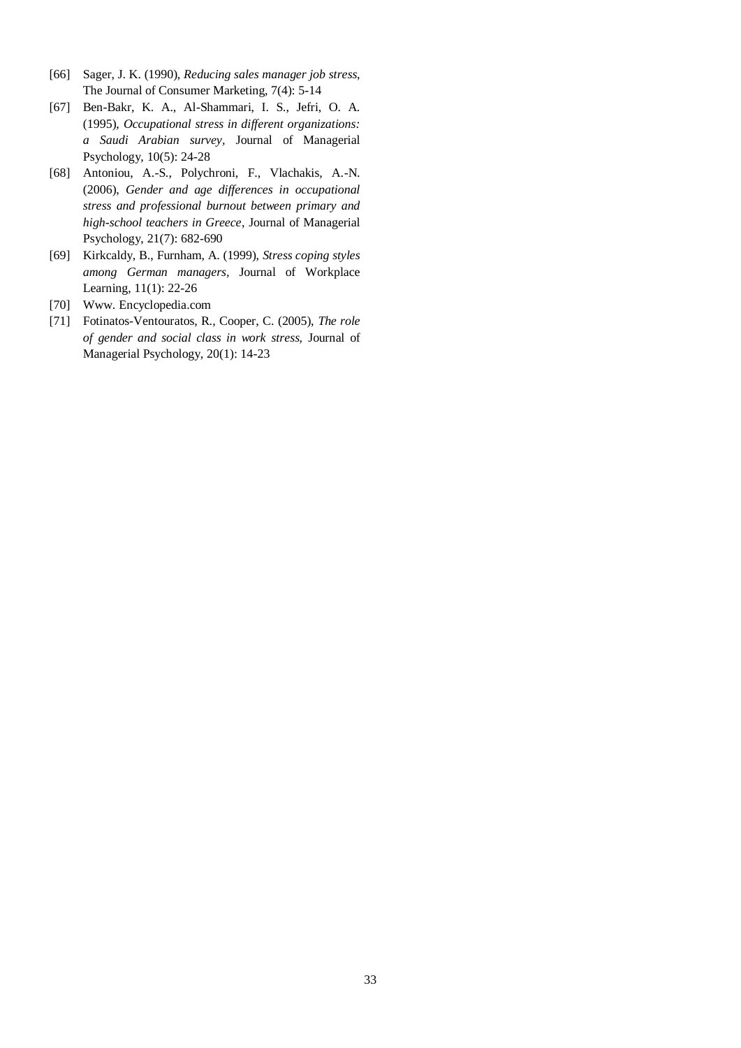[66] Sager, J. K. (1990), *Reducing sales manager job stress*, The Journal of Consumer Marketing, 7(4): 5-14

[67] Ben-Bakr, K. A., Al-Shammari, I. S., Jefri, O. A. (1995), *Occupational stress in different organizations: a Saudi Arabian survey*, Journal of Managerial Psychology, 10(5): 24-28

[68] Antoniou, A.-S., Polychroni, F., Vlachakis, A.-N. (2006), *Gender and age differences in occupational stress and professional burnout between primary and high-school teachers in Greece*, Journal of Managerial Psychology, 21(7): 682-690

[69] Kirkcaldy, B., Furnham, A. (1999), *Stress coping styles among German managers*, Journal of Workplace Learning, 11(1): 22-26

[70] Www. Encyclopedia.com

[71] Fotinatos-Ventouratos, R., Cooper, C. (2005), *The role of gender and social class in work stress*, Journal of Managerial Psychology, 20(1): 14-23